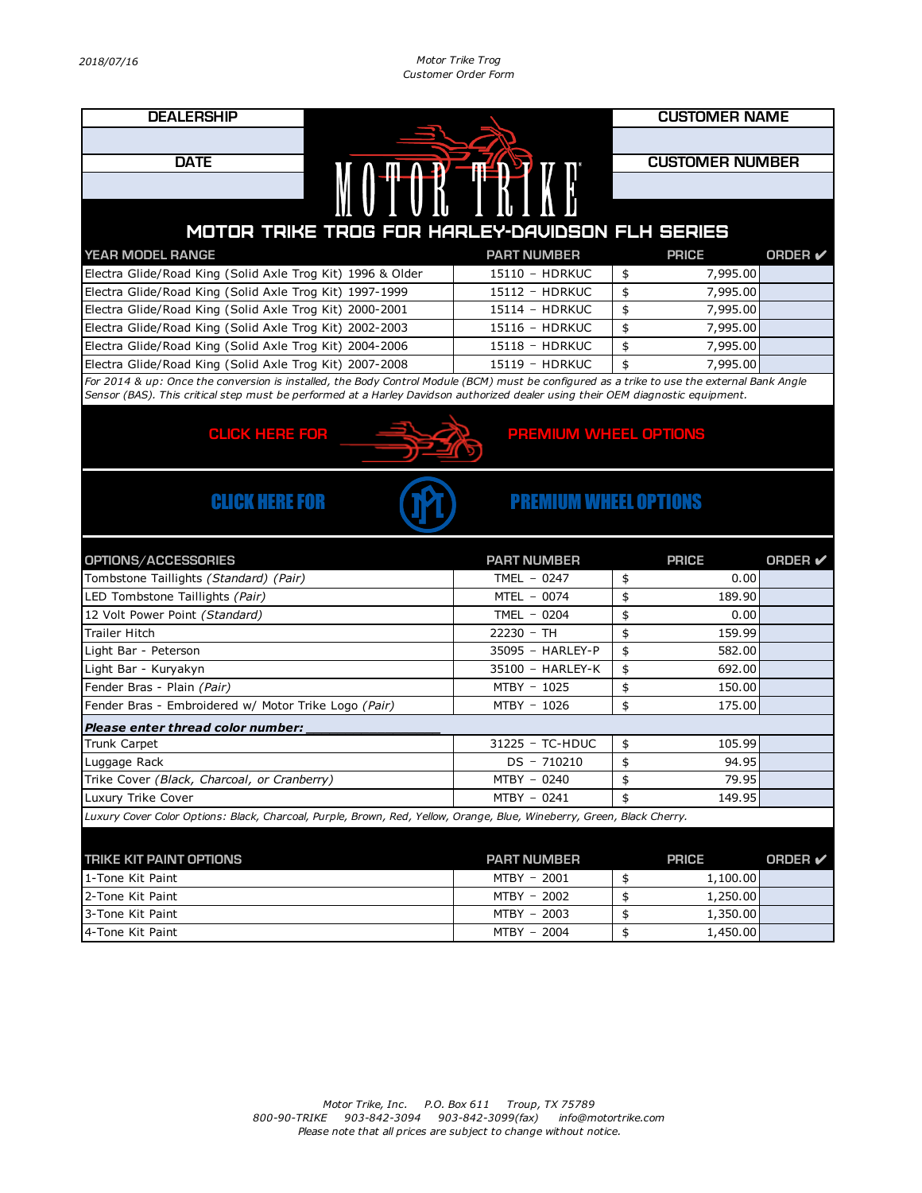2018/07/16

Motor Trike Trog
Customer Order Form

| DEALERSHIP | CUSTOMER NAME |
| --- | --- |
| | |
| **DATE** | **CUSTOMER NUMBER** |
| | |

MOTOR TRIKE

## MOTOR TRIKE TROG FOR HARLEY-DAVIDSON FLH SERIES

| YEAR MODEL RANGE | PART NUMBER | PRICE | ORDER ✔ |
| --- | --- | --- | --- |
| Electra Glide/Road King (Solid Axle Trog Kit) 1996 & Older | 15110 – HDRKUC | $ 7,995.00 | |
| Electra Glide/Road King (Solid Axle Trog Kit) 1997-1999 | 15112 – HDRKUC | $ 7,995.00 | |
| Electra Glide/Road King (Solid Axle Trog Kit) 2000-2001 | 15114 – HDRKUC | $ 7,995.00 | |
| Electra Glide/Road King (Solid Axle Trog Kit) 2002-2003 | 15116 – HDRKUC | $ 7,995.00 | |
| Electra Glide/Road King (Solid Axle Trog Kit) 2004-2006 | 15118 – HDRKUC | $ 7,995.00 | |
| Electra Glide/Road King (Solid Axle Trog Kit) 2007-2008 | 15119 – HDRKUC | $ 7,995.00 | |

*For 2014 & up: Once the conversion is installed, the Body Control Module (BCM) must be configured as a trike to use the external Bank Angle Sensor (BAS). This critical step must be performed at a Harley Davidson authorized dealer using their OEM diagnostic equipment.*

CLICK HERE FOR PREMIUM WHEEL OPTIONS

CLICK HERE FOR PREMIUM WHEEL OPTIONS

| OPTIONS/ACCESSORIES | PART NUMBER | PRICE | ORDER ✔ |
| --- | --- | --- | --- |
| Tombstone Taillights *(Standard) (Pair)* | TMEL – 0247 | $ 0.00 | |
| LED Tombstone Taillights *(Pair)* | MTEL – 0074 | $ 189.90 | |
| 12 Volt Power Point *(Standard)* | TMEL – 0204 | $ 0.00 | |
| Trailer Hitch | 22230 – TH | $ 159.99 | |
| Light Bar - Peterson | 35095 – HARLEY-P | $ 582.00 | |
| Light Bar - Kuryakyn | 35100 – HARLEY-K | $ 692.00 | |
| Fender Bras - Plain *(Pair)* | MTBY – 1025 | $ 150.00 | |
| Fender Bras - Embroidered w/ Motor Trike Logo *(Pair)* | MTBY – 1026 | $ 175.00 | |
| ***Please enter thread color number:*** ______________ | | | |
| Trunk Carpet | 31225 – TC-HDUC | $ 105.99 | |
| Luggage Rack | DS – 710210 | $ 94.95 | |
| Trike Cover *(Black, Charcoal, or Cranberry)* | MTBY – 0240 | $ 79.95 | |
| Luxury Trike Cover | MTBY – 0241 | $ 149.95 | |

*Luxury Cover Color Options: Black, Charcoal, Purple, Brown, Red, Yellow, Orange, Blue, Wineberry, Green, Black Cherry.*

| TRIKE KIT PAINT OPTIONS | PART NUMBER | PRICE | ORDER ✔ |
| --- | --- | --- | --- |
| 1-Tone Kit Paint | MTBY – 2001 | $ 1,100.00 | |
| 2-Tone Kit Paint | MTBY – 2002 | $ 1,250.00 | |
| 3-Tone Kit Paint | MTBY – 2003 | $ 1,350.00 | |
| 4-Tone Kit Paint | MTBY – 2004 | $ 1,450.00 | |

*Motor Trike, Inc. P.O. Box 611 Troup, TX 75789*
*800-90-TRIKE 903-842-3094 903-842-3099(fax) info@motortrike.com*
*Please note that all prices are subject to change without notice.*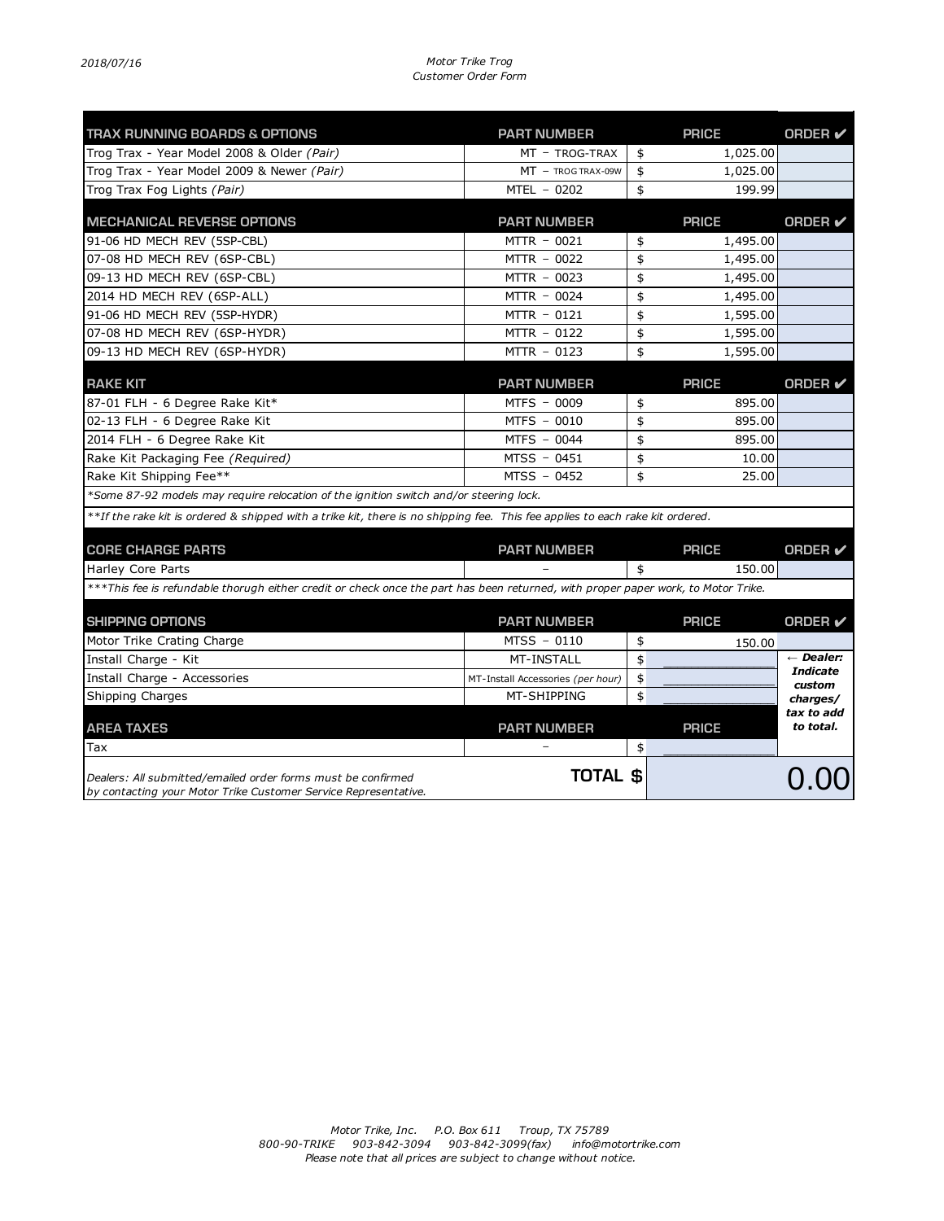| TRAX RUNNING BOARDS & OPTIONS | PART NUMBER | PRICE | ORDER ✔ |
|---|---|---|---|
| Trog Trax - Year Model 2008 & Older *(Pair)* | MT – TROG-TRAX | $ 1,025.00 | |
| Trog Trax - Year Model 2009 & Newer *(Pair)* | MT – TROG TRAX-09W | $ 1,025.00 | |
| Trog Trax Fog Lights *(Pair)* | MTEL – 0202 | $ 199.99 | |

| MECHANICAL REVERSE OPTIONS | PART NUMBER | PRICE | ORDER ✔ |
|---|---|---|---|
| 91-06 HD MECH REV (5SP-CBL) | MTTR – 0021 | $ 1,495.00 | |
| 07-08 HD MECH REV (6SP-CBL) | MTTR – 0022 | $ 1,495.00 | |
| 09-13 HD MECH REV (6SP-CBL) | MTTR – 0023 | $ 1,495.00 | |
| 2014 HD MECH REV (6SP-ALL) | MTTR – 0024 | $ 1,495.00 | |
| 91-06 HD MECH REV (5SP-HYDR) | MTTR – 0121 | $ 1,595.00 | |
| 07-08 HD MECH REV (6SP-HYDR) | MTTR – 0122 | $ 1,595.00 | |
| 09-13 HD MECH REV (6SP-HYDR) | MTTR – 0123 | $ 1,595.00 | |

| RAKE KIT | PART NUMBER | PRICE | ORDER ✔ |
|---|---|---|---|
| 87-01 FLH - 6 Degree Rake Kit* | MTFS – 0009 | $ 895.00 | |
| 02-13 FLH - 6 Degree Rake Kit | MTFS – 0010 | $ 895.00 | |
| 2014 FLH - 6 Degree Rake Kit | MTFS – 0044 | $ 895.00 | |
| Rake Kit Packaging Fee *(Required)* | MTSS – 0451 | $ 10.00 | |
| Rake Kit Shipping Fee** | MTSS – 0452 | $ 25.00 | |

*\*Some 87-92 models may require relocation of the ignition switch and/or steering lock.*

*\*\*If the rake kit is ordered & shipped with a trike kit, there is no shipping fee. This fee applies to each rake kit ordered.*

| CORE CHARGE PARTS | PART NUMBER | PRICE | ORDER ✔ |
|---|---|---|---|
| Harley Core Parts | – | $ 150.00 | |

*\*\*\*This fee is refundable thorugh either credit or check once the part has been returned, with proper paper work, to Motor Trike.*

| SHIPPING OPTIONS | PART NUMBER | PRICE | ORDER ✔ |
|---|---|---|---|
| Motor Trike Crating Charge | MTSS – 0110 | $ 150.00 | |
| Install Charge - Kit | MT-INSTALL | $ ______________ | ← **Dealer: Indicate custom charges/ tax to add to total.** |
| Install Charge - Accessories | MT-Install Accessories *(per hour)* | $ ______________ | |
| Shipping Charges | MT-SHIPPING | $ ______________ | |

| AREA TAXES | PART NUMBER | PRICE |
|---|---|---|
| Tax | – | $ ______________ |

*Dealers: All submitted/emailed order forms must be confirmed by contacting your Motor Trike Customer Service Representative.*

**TOTAL $** 0.00

*Motor Trike, Inc. P.O. Box 611 Troup, TX 75789*
*800-90-TRIKE 903-842-3094 903-842-3099(fax) info@motortrike.com*
*Please note that all prices are subject to change without notice.*